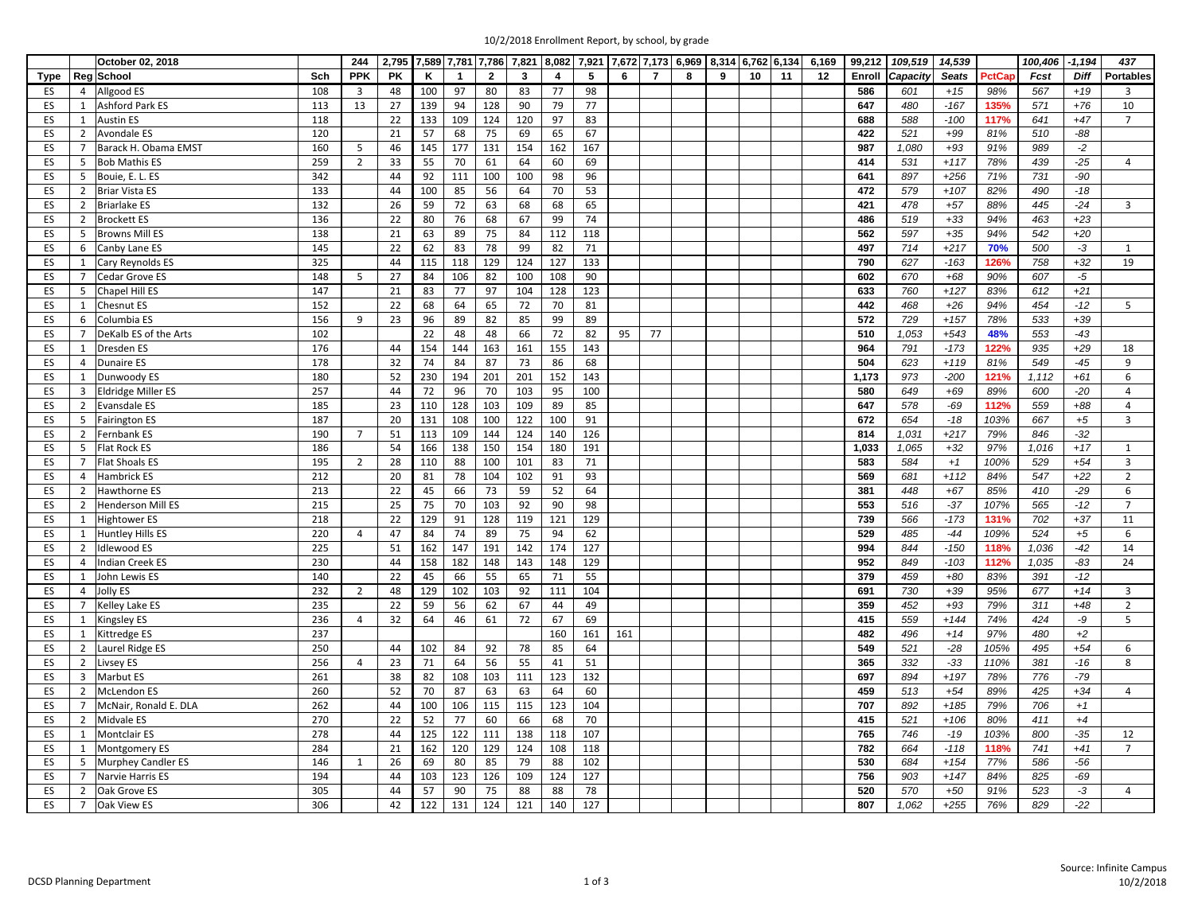10/2/2018 Enrollment Report, by school, by grade

| | | October 02, 2018 | | 244 | 2,795 | 7,589 | 7,781 | 7,786 | 7,821 | 8,082 | 7,921 | 7,672 | 7,173 | 6,969 | 8,314 | 6,762 | 6,134 | 6,169 | 99,212 | 109,519 | 14,539 | | 100,406 | -1,194 | 437 |
|---|---|---|---|---|---|---|---|---|---|---|---|---|---|---|---|---|---|---|---|---|---|---|---|---|---|
| Type | Reg | School | Sch | PPK | PK | K | 1 | 2 | 3 | 4 | 5 | 6 | 7 | 8 | 9 | 10 | 11 | 12 | Enroll | Capacity | Seats | PctCap | Fcst | Diff | Portables |
| ES | 4 | Allgood ES | 108 | 3 | 48 | 100 | 97 | 80 | 83 | 77 | 98 | | | | | | | | 586 | 601 | +15 | 98% | 567 | +19 | 3 |
| ES | 1 | Ashford Park ES | 113 | 13 | 27 | 139 | 94 | 128 | 90 | 79 | 77 | | | | | | | | 647 | 480 | -167 | 135% | 571 | +76 | 10 |
| ES | 1 | Austin ES | 118 | | 22 | 133 | 109 | 124 | 120 | 97 | 83 | | | | | | | | 688 | 588 | -100 | 117% | 641 | +47 | 7 |
| ES | 2 | Avondale ES | 120 | | 21 | 57 | 68 | 75 | 69 | 65 | 67 | | | | | | | | 422 | 521 | +99 | 81% | 510 | -88 | |
| ES | 7 | Barack H. Obama EMST | 160 | 5 | 46 | 145 | 177 | 131 | 154 | 162 | 167 | | | | | | | | 987 | 1,080 | +93 | 91% | 989 | -2 | |
| ES | 5 | Bob Mathis ES | 259 | 2 | 33 | 55 | 70 | 61 | 64 | 60 | 69 | | | | | | | | 414 | 531 | +117 | 78% | 439 | -25 | 4 |
| ES | 5 | Bouie, E. L. ES | 342 | | 44 | 92 | 111 | 100 | 100 | 98 | 96 | | | | | | | | 641 | 897 | +256 | 71% | 731 | -90 | |
| ES | 2 | Briar Vista ES | 133 | | 44 | 100 | 85 | 56 | 64 | 70 | 53 | | | | | | | | 472 | 579 | +107 | 82% | 490 | -18 | |
| ES | 2 | Briarlake ES | 132 | | 26 | 59 | 72 | 63 | 68 | 68 | 65 | | | | | | | | 421 | 478 | +57 | 88% | 445 | -24 | 3 |
| ES | 2 | Brockett ES | 136 | | 22 | 80 | 76 | 68 | 67 | 99 | 74 | | | | | | | | 486 | 519 | +33 | 94% | 463 | +23 | |
| ES | 5 | Browns Mill ES | 138 | | 21 | 63 | 89 | 75 | 84 | 112 | 118 | | | | | | | | 562 | 597 | +35 | 94% | 542 | +20 | |
| ES | 6 | Canby Lane ES | 145 | | 22 | 62 | 83 | 78 | 99 | 82 | 71 | | | | | | | | 497 | 714 | +217 | 70% | 500 | -3 | 1 |
| ES | 1 | Cary Reynolds ES | 325 | | 44 | 115 | 118 | 129 | 124 | 127 | 133 | | | | | | | | 790 | 627 | -163 | 126% | 758 | +32 | 19 |
| ES | 7 | Cedar Grove ES | 148 | 5 | 27 | 84 | 106 | 82 | 100 | 108 | 90 | | | | | | | | 602 | 670 | +68 | 90% | 607 | -5 | |
| ES | 5 | Chapel Hill ES | 147 | | 21 | 83 | 77 | 97 | 104 | 128 | 123 | | | | | | | | 633 | 760 | +127 | 83% | 612 | +21 | |
| ES | 1 | Chesnut ES | 152 | | 22 | 68 | 64 | 65 | 72 | 70 | 81 | | | | | | | | 442 | 468 | +26 | 94% | 454 | -12 | 5 |
| ES | 6 | Columbia ES | 156 | 9 | 23 | 96 | 89 | 82 | 85 | 99 | 89 | | | | | | | | 572 | 729 | +157 | 78% | 533 | +39 | |
| ES | 7 | DeKalb ES of the Arts | 102 | | | 22 | 48 | 48 | 66 | 72 | 82 | 95 | 77 | | | | | | 510 | 1,053 | +543 | 48% | 553 | -43 | |
| ES | 1 | Dresden ES | 176 | | 44 | 154 | 144 | 163 | 161 | 155 | 143 | | | | | | | | 964 | 791 | -173 | 122% | 935 | +29 | 18 |
| ES | 4 | Dunaire ES | 178 | | 32 | 74 | 84 | 87 | 73 | 86 | 68 | | | | | | | | 504 | 623 | +119 | 81% | 549 | -45 | 9 |
| ES | 1 | Dunwoody ES | 180 | | 52 | 230 | 194 | 201 | 201 | 152 | 143 | | | | | | | | 1,173 | 973 | -200 | 121% | 1,112 | +61 | 6 |
| ES | 3 | Eldridge Miller ES | 257 | | 44 | 72 | 96 | 70 | 103 | 95 | 100 | | | | | | | | 580 | 649 | +69 | 89% | 600 | -20 | 4 |
| ES | 2 | Evansdale ES | 185 | | 23 | 110 | 128 | 103 | 109 | 89 | 85 | | | | | | | | 647 | 578 | -69 | 112% | 559 | +88 | 4 |
| ES | 5 | Fairington ES | 187 | | 20 | 131 | 108 | 100 | 122 | 100 | 91 | | | | | | | | 672 | 654 | -18 | 103% | 667 | +5 | 3 |
| ES | 2 | Fernbank ES | 190 | 7 | 51 | 113 | 109 | 144 | 124 | 140 | 126 | | | | | | | | 814 | 1,031 | +217 | 79% | 846 | -32 | |
| ES | 5 | Flat Rock ES | 186 | | 54 | 166 | 138 | 150 | 154 | 180 | 191 | | | | | | | | 1,033 | 1,065 | +32 | 97% | 1,016 | +17 | 1 |
| ES | 7 | Flat Shoals ES | 195 | 2 | 28 | 110 | 88 | 100 | 101 | 83 | 71 | | | | | | | | 583 | 584 | +1 | 100% | 529 | +54 | 3 |
| ES | 4 | Hambrick ES | 212 | | 20 | 81 | 78 | 104 | 102 | 91 | 93 | | | | | | | | 569 | 681 | +112 | 84% | 547 | +22 | 2 |
| ES | 2 | Hawthorne ES | 213 | | 22 | 45 | 66 | 73 | 59 | 52 | 64 | | | | | | | | 381 | 448 | +67 | 85% | 410 | -29 | 6 |
| ES | 2 | Henderson Mill ES | 215 | | 25 | 75 | 70 | 103 | 92 | 90 | 98 | | | | | | | | 553 | 516 | -37 | 107% | 565 | -12 | 7 |
| ES | 1 | Hightower ES | 218 | | 22 | 129 | 91 | 128 | 119 | 121 | 129 | | | | | | | | 739 | 566 | -173 | 131% | 702 | +37 | 11 |
| ES | 1 | Huntley Hills ES | 220 | 4 | 47 | 84 | 74 | 89 | 75 | 94 | 62 | | | | | | | | 529 | 485 | -44 | 109% | 524 | +5 | 6 |
| ES | 2 | Idlewood ES | 225 | | 51 | 162 | 147 | 191 | 142 | 174 | 127 | | | | | | | | 994 | 844 | -150 | 118% | 1,036 | -42 | 14 |
| ES | 4 | Indian Creek ES | 230 | | 44 | 158 | 182 | 148 | 143 | 148 | 129 | | | | | | | | 952 | 849 | -103 | 112% | 1,035 | -83 | 24 |
| ES | 1 | John Lewis ES | 140 | | 22 | 45 | 66 | 55 | 65 | 71 | 55 | | | | | | | | 379 | 459 | +80 | 83% | 391 | -12 | |
| ES | 4 | Jolly ES | 232 | 2 | 48 | 129 | 102 | 103 | 92 | 111 | 104 | | | | | | | | 691 | 730 | +39 | 95% | 677 | +14 | 3 |
| ES | 7 | Kelley Lake ES | 235 | | 22 | 59 | 56 | 62 | 67 | 44 | 49 | | | | | | | | 359 | 452 | +93 | 79% | 311 | +48 | 2 |
| ES | 1 | Kingsley ES | 236 | 4 | 32 | 64 | 46 | 61 | 72 | 67 | 69 | | | | | | | | 415 | 559 | +144 | 74% | 424 | -9 | 5 |
| ES | 1 | Kittredge ES | 237 | | | | | | | 160 | 161 | 161 | | | | | | | 482 | 496 | +14 | 97% | 480 | +2 | |
| ES | 2 | Laurel Ridge ES | 250 | | 44 | 102 | 84 | 92 | 78 | 85 | 64 | | | | | | | | 549 | 521 | -28 | 105% | 495 | +54 | 6 |
| ES | 2 | Livsey ES | 256 | 4 | 23 | 71 | 64 | 56 | 55 | 41 | 51 | | | | | | | | 365 | 332 | -33 | 110% | 381 | -16 | 8 |
| ES | 3 | Marbut ES | 261 | | 38 | 82 | 108 | 103 | 111 | 123 | 132 | | | | | | | | 697 | 894 | +197 | 78% | 776 | -79 | |
| ES | 2 | McLendon ES | 260 | | 52 | 70 | 87 | 63 | 63 | 64 | 60 | | | | | | | | 459 | 513 | +54 | 89% | 425 | +34 | 4 |
| ES | 7 | McNair, Ronald E. DLA | 262 | | 44 | 100 | 106 | 115 | 115 | 123 | 104 | | | | | | | | 707 | 892 | +185 | 79% | 706 | +1 | |
| ES | 2 | Midvale ES | 270 | | 22 | 52 | 77 | 60 | 66 | 68 | 70 | | | | | | | | 415 | 521 | +106 | 80% | 411 | +4 | |
| ES | 1 | Montclair ES | 278 | | 44 | 125 | 122 | 111 | 138 | 118 | 107 | | | | | | | | 765 | 746 | -19 | 103% | 800 | -35 | 12 |
| ES | 1 | Montgomery ES | 284 | | 21 | 162 | 120 | 129 | 124 | 108 | 118 | | | | | | | | 782 | 664 | -118 | 118% | 741 | +41 | 7 |
| ES | 5 | Murphey Candler ES | 146 | 1 | 26 | 69 | 80 | 85 | 79 | 88 | 102 | | | | | | | | 530 | 684 | +154 | 77% | 586 | -56 | |
| ES | 7 | Narvie Harris ES | 194 | | 44 | 103 | 123 | 126 | 109 | 124 | 127 | | | | | | | | 756 | 903 | +147 | 84% | 825 | -69 | |
| ES | 2 | Oak Grove ES | 305 | | 44 | 57 | 90 | 75 | 88 | 88 | 78 | | | | | | | | 520 | 570 | +50 | 91% | 523 | -3 | 4 |
| ES | 7 | Oak View ES | 306 | | 42 | 122 | 131 | 124 | 121 | 140 | 127 | | | | | | | | 807 | 1,062 | +255 | 76% | 829 | -22 | |

DCSD Planning Department

Source: Infinite Campus
10/2/2018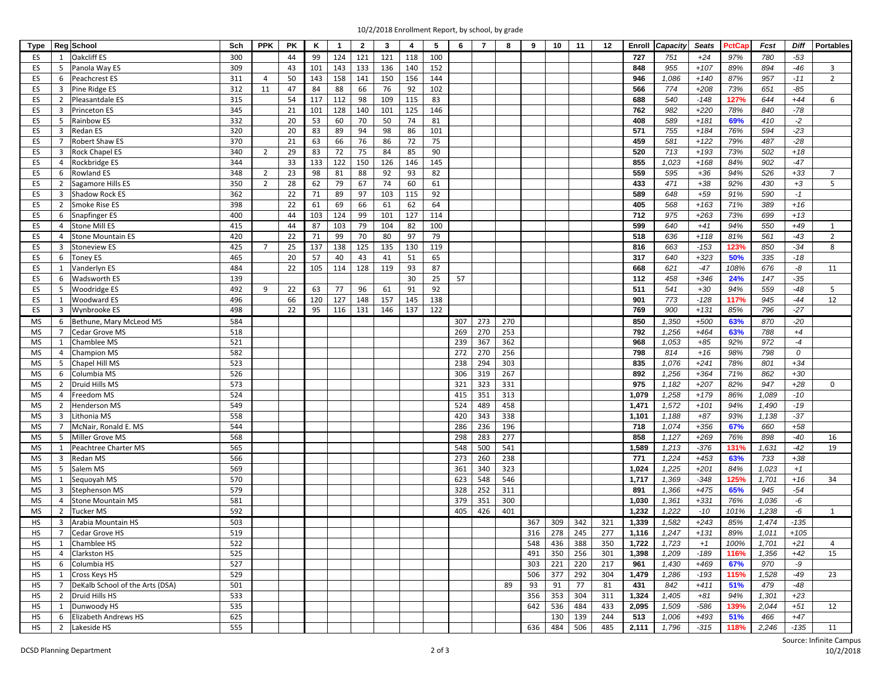# 10/2/2018 Enrollment Report, by school, by grade

| Type | Reg | School | Sch | PPK | PK | K | 1 | 2 | 3 | 4 | 5 | 6 | 7 | 8 | 9 | 10 | 11 | 12 | Enroll | Capacity | Seats | PctCap | Fcst | Diff | Portables |
|---|---|---|---|---|---|---|---|---|---|---|---|---|---|---|---|---|---|---|---|---|---|---|---|---|---|
| ES | 1 | Oakcliff ES | 300 | | 44 | 99 | 124 | 121 | 121 | 118 | 100 | | | | | | | | 727 | 751 | +24 | 97% | 780 | -53 | |
| ES | 5 | Panola Way ES | 309 | | 43 | 101 | 143 | 133 | 136 | 140 | 152 | | | | | | | | 848 | 955 | +107 | 89% | 894 | -46 | 3 |
| ES | 6 | Peachcrest ES | 311 | 4 | 50 | 143 | 158 | 141 | 150 | 156 | 144 | | | | | | | | 946 | 1,086 | +140 | 87% | 957 | -11 | 2 |
| ES | 3 | Pine Ridge ES | 312 | 11 | 47 | 84 | 88 | 66 | 76 | 92 | 102 | | | | | | | | 566 | 774 | +208 | 73% | 651 | -85 | |
| ES | 2 | Pleasantdale ES | 315 | | 54 | 117 | 112 | 98 | 109 | 115 | 83 | | | | | | | | 688 | 540 | -148 | 127% | 644 | +44 | 6 |
| ES | 3 | Princeton ES | 345 | | 21 | 101 | 128 | 140 | 101 | 125 | 146 | | | | | | | | 762 | 982 | +220 | 78% | 840 | -78 | |
| ES | 5 | Rainbow ES | 332 | | 20 | 53 | 60 | 70 | 50 | 74 | 81 | | | | | | | | 408 | 589 | +181 | 69% | 410 | -2 | |
| ES | 3 | Redan ES | 320 | | 20 | 83 | 89 | 94 | 98 | 86 | 101 | | | | | | | | 571 | 755 | +184 | 76% | 594 | -23 | |
| ES | 7 | Robert Shaw ES | 370 | | 21 | 63 | 66 | 76 | 86 | 72 | 75 | | | | | | | | 459 | 581 | +122 | 79% | 487 | -28 | |
| ES | 3 | Rock Chapel ES | 340 | 2 | 29 | 83 | 72 | 75 | 84 | 85 | 90 | | | | | | | | 520 | 713 | +193 | 73% | 502 | +18 | |
| ES | 4 | Rockbridge ES | 344 | | 33 | 133 | 122 | 150 | 126 | 146 | 145 | | | | | | | | 855 | 1,023 | +168 | 84% | 902 | -47 | |
| ES | 6 | Rowland ES | 348 | 2 | 23 | 98 | 81 | 88 | 92 | 93 | 82 | | | | | | | | 559 | 595 | +36 | 94% | 526 | +33 | 7 |
| ES | 2 | Sagamore Hills ES | 350 | 2 | 28 | 62 | 79 | 67 | 74 | 60 | 61 | | | | | | | | 433 | 471 | +38 | 92% | 430 | +3 | 5 |
| ES | 3 | Shadow Rock ES | 362 | | 22 | 71 | 89 | 97 | 103 | 115 | 92 | | | | | | | | 589 | 648 | +59 | 91% | 590 | -1 | |
| ES | 2 | Smoke Rise ES | 398 | | 22 | 61 | 69 | 66 | 61 | 62 | 64 | | | | | | | | 405 | 568 | +163 | 71% | 389 | +16 | |
| ES | 6 | Snapfinger ES | 400 | | 44 | 103 | 124 | 99 | 101 | 127 | 114 | | | | | | | | 712 | 975 | +263 | 73% | 699 | +13 | |
| ES | 4 | Stone Mill ES | 415 | | 44 | 87 | 103 | 79 | 104 | 82 | 100 | | | | | | | | 599 | 640 | +41 | 94% | 550 | +49 | 1 |
| ES | 4 | Stone Mountain ES | 420 | | 22 | 71 | 99 | 70 | 80 | 97 | 79 | | | | | | | | 518 | 636 | +118 | 81% | 561 | -43 | 2 |
| ES | 3 | Stoneview ES | 425 | 7 | 25 | 137 | 138 | 125 | 135 | 130 | 119 | | | | | | | | 816 | 663 | -153 | 123% | 850 | -34 | 8 |
| ES | 6 | Toney ES | 465 | | 20 | 57 | 40 | 43 | 41 | 51 | 65 | | | | | | | | 317 | 640 | +323 | 50% | 335 | -18 | |
| ES | 1 | Vanderlyn ES | 484 | | 22 | 105 | 114 | 128 | 119 | 93 | 87 | | | | | | | | 668 | 621 | -47 | 108% | 676 | -8 | 11 |
| ES | 6 | Wadsworth ES | 139 | | | | | | | 30 | 25 | 57 | | | | | | | 112 | 458 | +346 | 24% | 147 | -35 | |
| ES | 5 | Woodridge ES | 492 | 9 | 22 | 63 | 77 | 96 | 61 | 91 | 92 | | | | | | | | 511 | 541 | +30 | 94% | 559 | -48 | 5 |
| ES | 1 | Woodward ES | 496 | | 66 | 120 | 127 | 148 | 157 | 145 | 138 | | | | | | | | 901 | 773 | -128 | 117% | 945 | -44 | 12 |
| ES | 3 | Wynbrooke ES | 498 | | 22 | 95 | 116 | 131 | 146 | 137 | 122 | | | | | | | | 769 | 900 | +131 | 85% | 796 | -27 | |
| MS | 6 | Bethune, Mary McLeod MS | 584 | | | | | | | | | 307 | 273 | 270 | | | | | 850 | 1,350 | +500 | 63% | 870 | -20 | |
| MS | 7 | Cedar Grove MS | 518 | | | | | | | | | 269 | 270 | 253 | | | | | 792 | 1,256 | +464 | 63% | 788 | +4 | |
| MS | 1 | Chamblee MS | 521 | | | | | | | | | 239 | 367 | 362 | | | | | 968 | 1,053 | +85 | 92% | 972 | -4 | |
| MS | 4 | Champion MS | 582 | | | | | | | | | 272 | 270 | 256 | | | | | 798 | 814 | +16 | 98% | 798 | 0 | |
| MS | 5 | Chapel Hill MS | 523 | | | | | | | | | 238 | 294 | 303 | | | | | 835 | 1,076 | +241 | 78% | 801 | +34 | |
| MS | 6 | Columbia MS | 526 | | | | | | | | | 306 | 319 | 267 | | | | | 892 | 1,256 | +364 | 71% | 862 | +30 | |
| MS | 2 | Druid Hills MS | 573 | | | | | | | | | 321 | 323 | 331 | | | | | 975 | 1,182 | +207 | 82% | 947 | +28 | 0 |
| MS | 4 | Freedom MS | 524 | | | | | | | | | 415 | 351 | 313 | | | | | 1,079 | 1,258 | +179 | 86% | 1,089 | -10 | |
| MS | 2 | Henderson MS | 549 | | | | | | | | | 524 | 489 | 458 | | | | | 1,471 | 1,572 | +101 | 94% | 1,490 | -19 | |
| MS | 3 | Lithonia MS | 558 | | | | | | | | | 420 | 343 | 338 | | | | | 1,101 | 1,188 | +87 | 93% | 1,138 | -37 | |
| MS | 7 | McNair, Ronald E. MS | 544 | | | | | | | | | 286 | 236 | 196 | | | | | 718 | 1,074 | +356 | 67% | 660 | +58 | |
| MS | 5 | Miller Grove MS | 568 | | | | | | | | | 298 | 283 | 277 | | | | | 858 | 1,127 | +269 | 76% | 898 | -40 | 16 |
| MS | 1 | Peachtree Charter MS | 565 | | | | | | | | | 548 | 500 | 541 | | | | | 1,589 | 1,213 | -376 | 131% | 1,631 | -42 | 19 |
| MS | 3 | Redan MS | 566 | | | | | | | | | 273 | 260 | 238 | | | | | 771 | 1,224 | +453 | 63% | 733 | +38 | |
| MS | 5 | Salem MS | 569 | | | | | | | | | 361 | 340 | 323 | | | | | 1,024 | 1,225 | +201 | 84% | 1,023 | +1 | |
| MS | 1 | Sequoyah MS | 570 | | | | | | | | | 623 | 548 | 546 | | | | | 1,717 | 1,369 | -348 | 125% | 1,701 | +16 | 34 |
| MS | 3 | Stephenson MS | 579 | | | | | | | | | 328 | 252 | 311 | | | | | 891 | 1,366 | +475 | 65% | 945 | -54 | |
| MS | 4 | Stone Mountain MS | 581 | | | | | | | | | 379 | 351 | 300 | | | | | 1,030 | 1,361 | +331 | 76% | 1,036 | -6 | |
| MS | 2 | Tucker MS | 592 | | | | | | | | | 405 | 426 | 401 | | | | | 1,232 | 1,222 | -10 | 101% | 1,238 | -6 | 1 |
| HS | 3 | Arabia Mountain HS | 503 | | | | | | | | | | | | 367 | 309 | 342 | 321 | 1,339 | 1,582 | +243 | 85% | 1,474 | -135 | |
| HS | 7 | Cedar Grove HS | 519 | | | | | | | | | | | | 316 | 278 | 245 | 277 | 1,116 | 1,247 | +131 | 89% | 1,011 | +105 | |
| HS | 1 | Chamblee HS | 522 | | | | | | | | | | | | 548 | 436 | 388 | 350 | 1,722 | 1,723 | +1 | 100% | 1,701 | +21 | 4 |
| HS | 4 | Clarkston HS | 525 | | | | | | | | | | | | 491 | 350 | 256 | 301 | 1,398 | 1,209 | -189 | 116% | 1,356 | +42 | 15 |
| HS | 6 | Columbia HS | 527 | | | | | | | | | | | | 303 | 221 | 220 | 217 | 961 | 1,430 | +469 | 67% | 970 | -9 | |
| HS | 1 | Cross Keys HS | 529 | | | | | | | | | | | | 506 | 377 | 292 | 304 | 1,479 | 1,286 | -193 | 115% | 1,528 | -49 | 23 |
| HS | 7 | DeKalb School of the Arts (DSA) | 501 | | | | | | | | | | | 89 | 93 | 91 | 77 | 81 | 431 | 842 | +411 | 51% | 479 | -48 | |
| HS | 2 | Druid Hills HS | 533 | | | | | | | | | | | | 356 | 353 | 304 | 311 | 1,324 | 1,405 | +81 | 94% | 1,301 | +23 | |
| HS | 1 | Dunwoody HS | 535 | | | | | | | | | | | | 642 | 536 | 484 | 433 | 2,095 | 1,509 | -586 | 139% | 2,044 | +51 | 12 |
| HS | 6 | Elizabeth Andrews HS | 625 | | | | | | | | | | | | | 130 | 139 | 244 | 513 | 1,006 | +493 | 51% | 466 | +47 | |
| HS | 2 | Lakeside HS | 555 | | | | | | | | | | | | 636 | 484 | 506 | 485 | 2,111 | 1,796 | -315 | 118% | 2,246 | -135 | 11 |

Source: Infinite Campus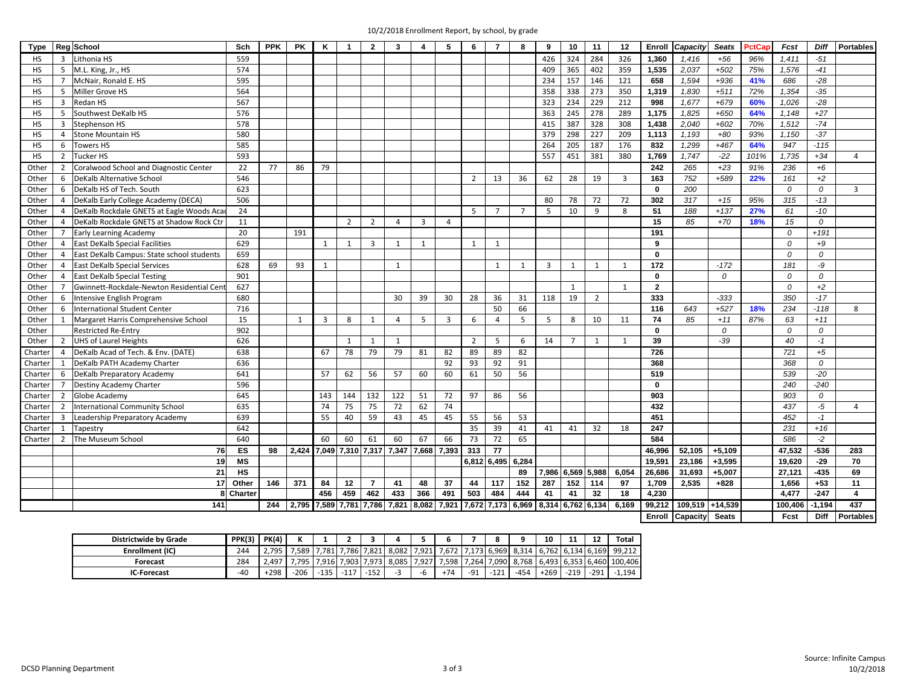# 10/2/2018 Enrollment Report, by school, by grade

| Type | Reg | School | Sch | PPK | PK | K | 1 | 2 | 3 | 4 | 5 | 6 | 7 | 8 | 9 | 10 | 11 | 12 | Enroll | Capacity | Seats | PctCap | Fcst | Diff | Portables |
|---|---|---|---|---|---|---|---|---|---|---|---|---|---|---|---|---|---|---|---|---|---|---|---|---|---|
| HS | 3 | Lithonia HS | 559 | | | | | | | | | | | | 426 | 324 | 284 | 326 | **1,360** | *1,416* | *+56* | *96%* | *1,411* | *-51* | |
| HS | 5 | M.L. King, Jr., HS | 574 | | | | | | | | | | | | 409 | 365 | 402 | 359 | **1,535** | *2,037* | *+502* | *75%* | *1,576* | *-41* | |
| HS | 7 | McNair, Ronald E. HS | 595 | | | | | | | | | | | | 234 | 157 | 146 | 121 | **658** | *1,594* | *+936* | **41%** | *686* | *-28* | |
| HS | 5 | Miller Grove HS | 564 | | | | | | | | | | | | 358 | 338 | 273 | 350 | **1,319** | *1,830* | *+511* | *72%* | *1,354* | *-35* | |
| HS | 3 | Redan HS | 567 | | | | | | | | | | | | 323 | 234 | 229 | 212 | **998** | *1,677* | *+679* | **60%** | *1,026* | *-28* | |
| HS | 5 | Southwest DeKalb HS | 576 | | | | | | | | | | | | 363 | 245 | 278 | 289 | **1,175** | *1,825* | *+650* | **64%** | *1,148* | *+27* | |
| HS | 3 | Stephenson HS | 578 | | | | | | | | | | | | 415 | 387 | 328 | 308 | **1,438** | *2,040* | *+602* | *70%* | *1,512* | *-74* | |
| HS | 4 | Stone Mountain HS | 580 | | | | | | | | | | | | 379 | 298 | 227 | 209 | **1,113** | *1,193* | *+80* | *93%* | *1,150* | *-37* | |
| HS | 6 | Towers HS | 585 | | | | | | | | | | | | 264 | 205 | 187 | 176 | **832** | *1,299* | *+467* | **64%** | *947* | *-115* | |
| HS | 2 | Tucker HS | 593 | | | | | | | | | | | | 557 | 451 | 381 | 380 | **1,769** | *1,747* | *-22* | *101%* | *1,735* | *+34* | 4 |
| Other | 2 | Coralwood School and Diagnostic Center | 22 | 77 | 86 | 79 | | | | | | | | | | | | | **242** | *265* | *+23* | *91%* | *236* | *+6* | |
| Other | 6 | DeKalb Alternative School | 546 | | | | | | | | | 2 | 13 | 36 | 62 | 28 | 19 | 3 | **163** | *752* | *+589* | **22%** | *161* | *+2* | |
| Other | 6 | DeKalb HS of Tech. South | 623 | | | | | | | | | | | | | | | | **0** | *200* | | | *0* | *0* | 3 |
| Other | 4 | DeKalb Early College Academy (DECA) | 506 | | | | | | | | | | | | 80 | 78 | 72 | 72 | **302** | *317* | *+15* | *95%* | *315* | *-13* | |
| Other | 4 | DeKalb Rockdale GNETS at Eagle Woods Acad | 24 | | | | | | | | | 5 | 7 | 7 | 5 | 10 | 9 | 8 | **51** | *188* | *+137* | **27%** | *61* | *-10* | |
| Other | 4 | DeKalb Rockdale GNETS at Shadow Rock Ctr | 11 | | | | 2 | 2 | 4 | 3 | 4 | | | | | | | | **15** | *85* | *+70* | **18%** | *15* | *0* | |
| Other | 7 | Early Learning Academy | 20 | | 191 | | | | | | | | | | | | | | **191** | | | | *0* | *+191* | |
| Other | 4 | East DeKalb Special Facilities | 629 | | | 1 | 1 | 3 | 1 | 1 | | 1 | 1 | | | | | | **9** | | | | *0* | *+9* | |
| Other | 4 | East DeKalb Campus: State school students | 659 | | | | | | | | | | | | | | | | **0** | | | | *0* | *0* | |
| Other | 4 | East DeKalb Special Services | 628 | 69 | 93 | 1 | | | 1 | | | | 1 | 1 | 3 | 1 | 1 | 1 | **172** | | *-172* | | *181* | *-9* | |
| Other | 4 | East DeKalb Special Testing | 901 | | | | | | | | | | | | | | | | **0** | | *0* | | *0* | *0* | |
| Other | 7 | Gwinnett-Rockdale-Newton Residential Cent | 627 | | | | | | | | | | | | | 1 | | 1 | **2** | | | | *0* | *+2* | |
| Other | 6 | Intensive English Program | 680 | | | | | | 30 | 39 | 30 | 28 | 36 | 31 | 118 | 19 | 2 | | **333** | | *-333* | | *350* | *-17* | |
| Other | 6 | International Student Center | 716 | | | | | | | | | | 50 | 66 | | | | | **116** | *643* | *+527* | **18%** | *234* | *-118* | 8 |
| Other | 1 | Margaret Harris Comprehensive School | 15 | | 1 | 3 | 8 | 1 | 4 | 5 | 3 | 6 | 4 | 5 | 5 | 8 | 10 | 11 | **74** | *85* | *+11* | *87%* | *63* | *+11* | |
| Other | | Restricted Re-Entry | 902 | | | | | | | | | | | | | | | | **0** | | *0* | | *0* | *0* | |
| Other | 2 | UHS of Laurel Heights | 626 | | | | 1 | 1 | 1 | | | 2 | 5 | 6 | 14 | 7 | 1 | 1 | **39** | | *-39* | | *40* | *-1* | |
| Charter | 4 | DeKalb Acad of Tech. & Env. (DATE) | 638 | | | 67 | 78 | 79 | 79 | 81 | 82 | 89 | 89 | 82 | | | | | **726** | | | | *721* | *+5* | |
| Charter | 1 | DeKalb PATH Academy Charter | 636 | | | | | | | | 92 | 93 | 92 | 91 | | | | | **368** | | | | *368* | *0* | |
| Charter | 6 | DeKalb Preparatory Academy | 641 | | | 57 | 62 | 56 | 57 | 60 | 60 | 61 | 50 | 56 | | | | | **519** | | | | *539* | *-20* | |
| Charter | 7 | Destiny Academy Charter | 596 | | | | | | | | | | | | | | | | **0** | | | | *240* | *-240* | |
| Charter | 2 | Globe Academy | 645 | | | 143 | 144 | 132 | 122 | 51 | 72 | 97 | 86 | 56 | | | | | **903** | | | | *903* | *0* | |
| Charter | 2 | International Community School | 635 | | | 74 | 75 | 75 | 72 | 62 | 74 | | | | | | | | **432** | | | | *437* | *-5* | 4 |
| Charter | 3 | Leadership Preparatory Academy | 639 | | | 55 | 40 | 59 | 43 | 45 | 45 | 55 | 56 | 53 | | | | | **451** | | | | *452* | *-1* | |
| Charter | 1 | Tapestry | 642 | | | | | | | | | 35 | 39 | 41 | 41 | 41 | 32 | 18 | **247** | | | | *231* | *+16* | |
| Charter | 2 | The Museum School | 640 | | | 60 | 60 | 61 | 60 | 67 | 66 | 73 | 72 | 65 | | | | | **584** | | | | *586* | *-2* | |
| | | **76** | **ES** | **98** | **2,424** | **7,049** | **7,310** | **7,317** | **7,347** | **7,668** | **7,393** | **313** | **77** | | | | | | **46,996** | **52,105** | **+5,109** | | **47,532** | **-536** | **283** |
| | | **19** | **MS** | | | | | | | | | **6,812** | **6,495** | **6,284** | | | | | **19,591** | **23,186** | **+3,595** | | **19,620** | **-29** | **70** |
| | | **21** | **HS** | | | | | | | | | | | **89** | **7,986** | **6,569** | **5,988** | **6,054** | **26,686** | **31,693** | **+5,007** | | **27,121** | **-435** | **69** |
| | | **17** | **Other** | **146** | **371** | **84** | **12** | **7** | **41** | **48** | **37** | **44** | **117** | **152** | **287** | **152** | **114** | **97** | **1,709** | **2,535** | **+828** | | **1,656** | **+53** | **11** |
| | | **8** | **Charter** | | | **456** | **459** | **462** | **433** | **366** | **491** | **503** | **484** | **444** | **41** | **41** | **32** | **18** | **4,230** | | | | **4,477** | **-247** | **4** |
| | | **141** | | **244** | **2,795** | **7,589** | **7,781** | **7,786** | **7,821** | **8,082** | **7,921** | **7,672** | **7,173** | **6,969** | **8,314** | **6,762** | **6,134** | **6,169** | **99,212** | **109,519** | **+14,539** | | **100,406** | **-1,194** | **437** |
| | | | | | | | | | | | | | | | | | | | **Enroll** | **Capacity** | **Seats** | | **Fcst** | **Diff** | **Portables** |

| Districtwide by Grade | PPK(3) | PK(4) | K | 1 | 2 | 3 | 4 | 5 | 6 | 7 | 8 | 9 | 10 | 11 | 12 | Total |
|---|---|---|---|---|---|---|---|---|---|---|---|---|---|---|---|---|
| **Enrollment (IC)** | 244 | 2,795 | 7,589 | 7,781 | 7,786 | 7,821 | 8,082 | 7,921 | 7,672 | 7,173 | 6,969 | 8,314 | 6,762 | 6,134 | 6,169 | 99,212 |
| **Forecast** | 284 | 2,497 | 7,795 | 7,916 | 7,903 | 7,973 | 8,085 | 7,927 | 7,598 | 7,264 | 7,090 | 8,768 | 6,493 | 6,353 | 6,460 | 100,406 |
| **IC-Forecast** | -40 | +298 | -206 | -135 | -117 | -152 | -3 | -6 | +74 | -91 | -121 | -454 | +269 | -219 | -291 | -1,194 |

Source: Infinite Campus
10/2/2018